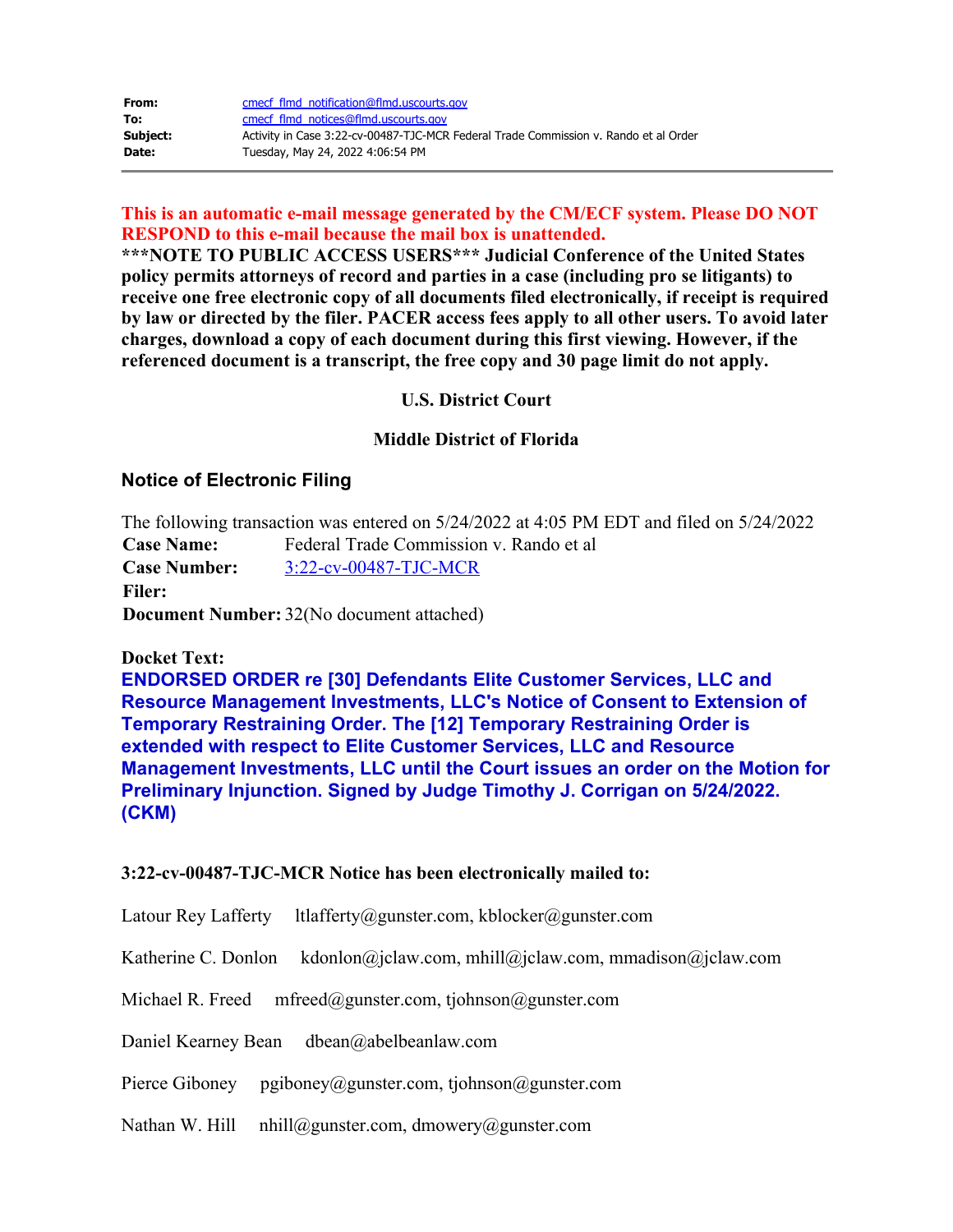| | |
|---|---|
| **From:** | cmecf_flmd_notification@flmd.uscourts.gov |
| **To:** | cmecf_flmd_notices@flmd.uscourts.gov |
| **Subject:** | Activity in Case 3:22-cv-00487-TJC-MCR Federal Trade Commission v. Rando et al Order |
| **Date:** | Tuesday, May 24, 2022 4:06:54 PM |

---

**This is an automatic e-mail message generated by the CM/ECF system. Please DO NOT RESPOND to this e-mail because the mail box is unattended.**

**\*\*\*NOTE TO PUBLIC ACCESS USERS\*\*\* Judicial Conference of the United States policy permits attorneys of record and parties in a case (including pro se litigants) to receive one free electronic copy of all documents filed electronically, if receipt is required by law or directed by the filer. PACER access fees apply to all other users. To avoid later charges, download a copy of each document during this first viewing. However, if the referenced document is a transcript, the free copy and 30 page limit do not apply.**

**U.S. District Court**

**Middle District of Florida**

## Notice of Electronic Filing

The following transaction was entered on 5/24/2022 at 4:05 PM EDT and filed on 5/24/2022

| | |
|---|---|
| **Case Name:** | Federal Trade Commission v. Rando et al |
| **Case Number:** | 3:22-cv-00487-TJC-MCR |
| **Filer:** | |
| **Document Number:** | 32(No document attached) |

**Docket Text:**

**ENDORSED ORDER re [30] Defendants Elite Customer Services, LLC and Resource Management Investments, LLC's Notice of Consent to Extension of Temporary Restraining Order. The [12] Temporary Restraining Order is extended with respect to Elite Customer Services, LLC and Resource Management Investments, LLC until the Court issues an order on the Motion for Preliminary Injunction. Signed by Judge Timothy J. Corrigan on 5/24/2022. (CKM)**

**3:22-cv-00487-TJC-MCR Notice has been electronically mailed to:**

Latour Rey Lafferty ltlafferty@gunster.com, kblocker@gunster.com

Katherine C. Donlon kdonlon@jclaw.com, mhill@jclaw.com, mmadison@jclaw.com

Michael R. Freed mfreed@gunster.com, tjohnson@gunster.com

Daniel Kearney Bean dbean@abelbeanlaw.com

Pierce Giboney pgiboney@gunster.com, tjohnson@gunster.com

Nathan W. Hill nhill@gunster.com, dmowery@gunster.com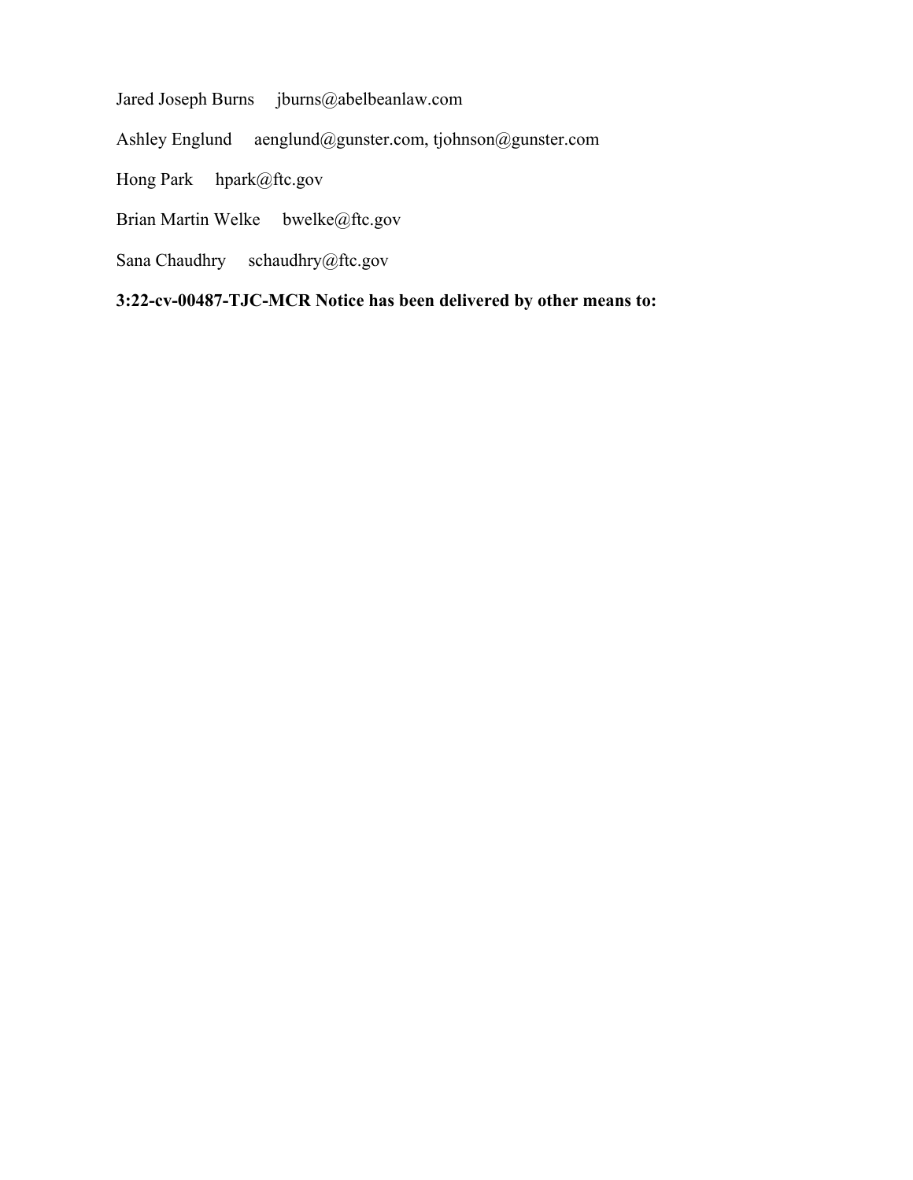Jared Joseph Burns jburns@abelbeanlaw.com

Ashley Englund aenglund@gunster.com, tjohnson@gunster.com

Hong Park hpark@ftc.gov

Brian Martin Welke bwelke@ftc.gov

Sana Chaudhry schaudhry@ftc.gov

**3:22-cv-00487-TJC-MCR Notice has been delivered by other means to:**